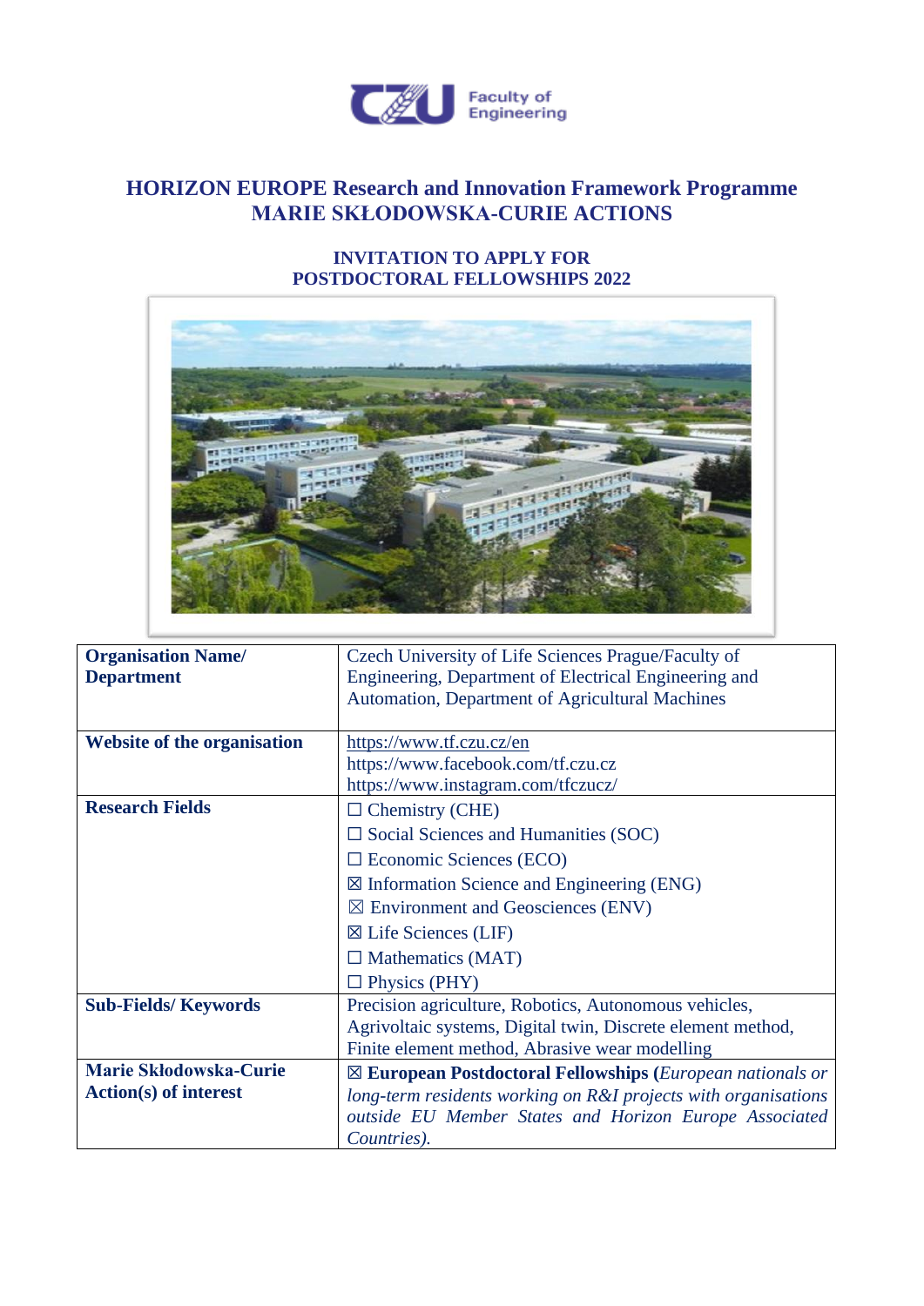# HORIZON EUROPE Research and Innovation Framework Programme
# MARIE SKŁODOWSKA-CURIE ACTIONS

## INVITATION TO APPLY FOR POSTDOCTORAL FELLOWSHIPS 2022

| | |
|---|---|
| **Organisation Name/ Department** | Czech University of Life Sciences Prague/Faculty of Engineering, Department of Electrical Engineering and Automation, Department of Agricultural Machines |
| **Website of the organisation** | https://www.tf.czu.cz/en<br>https://www.facebook.com/tf.czu.cz<br>https://www.instagram.com/tfczucz/ |
| **Research Fields** | ☐ Chemistry (CHE)<br>☐ Social Sciences and Humanities (SOC)<br>☐ Economic Sciences (ECO)<br>☒ Information Science and Engineering (ENG)<br>☒ Environment and Geosciences (ENV)<br>☒ Life Sciences (LIF)<br>☐ Mathematics (MAT)<br>☐ Physics (PHY) |
| **Sub-Fields/ Keywords** | Precision agriculture, Robotics, Autonomous vehicles, Agrivoltaic systems, Digital twin, Discrete element method, Finite element method, Abrasive wear modelling |
| **Marie Skłodowska-Curie Action(s) of interest** | ☒ **European Postdoctoral Fellowships (***European nationals or long-term residents working on R&I projects with organisations outside EU Member States and Horizon Europe Associated Countries).* |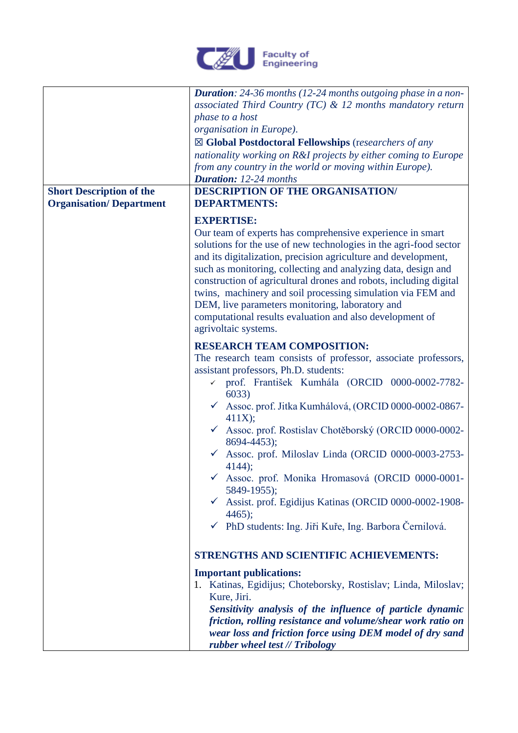| | |
|---|---|
| | ***Duration****: 24-36 months (12-24 months outgoing phase in a non-associated Third Country (TC) & 12 months mandatory return phase to a host organisation in Europe).*<br>☒ **Global Postdoctoral Fellowships** (*researchers of any nationality working on R&I projects by either coming to Europe from any country in the world or moving within Europe).*<br>***Duration:*** *12-24 months* |
| **Short Description of the Organisation/ Department** | **DESCRIPTION OF THE ORGANISATION/ DEPARTMENTS:**<br><br>**EXPERTISE:**<br>Our team of experts has comprehensive experience in smart solutions for the use of new technologies in the agri-food sector and its digitalization, precision agriculture and development, such as monitoring, collecting and analyzing data, design and construction of agricultural drones and robots, including digital twins, machinery and soil processing simulation via FEM and DEM, live parameters monitoring, laboratory and computational results evaluation and also development of agrivoltaic systems.<br><br>**RESEARCH TEAM COMPOSITION:**<br>The research team consists of professor, associate professors, assistant professors, Ph.D. students:<br>✓ prof. František Kumhála (ORCID 0000-0002-7782-6033)<br>✓ Assoc. prof. Jitka Kumhálová, (ORCID 0000-0002-0867-411X);<br>✓ Assoc. prof. Rostislav Chotěborský (ORCID 0000-0002-8694-4453);<br>✓ Assoc. prof. Miloslav Linda (ORCID 0000-0003-2753-4144);<br>✓ Assoc. prof. Monika Hromasová (ORCID 0000-0001-5849-1955);<br>✓ Assist. prof. Egidijus Katinas (ORCID 0000-0002-1908-4465);<br>✓ PhD students: Ing. Jiři Kuře, Ing. Barbora Černilová.<br><br>**STRENGTHS AND SCIENTIFIC ACHIEVEMENTS:**<br><br>**Important publications:**<br>1. Katinas, Egidijus; Choteborsky, Rostislav; Linda, Miloslav; Kure, Jiri.<br>***Sensitivity analysis of the influence of particle dynamic friction, rolling resistance and volume/shear work ratio on wear loss and friction force using DEM model of dry sand rubber wheel test // Tribology*** |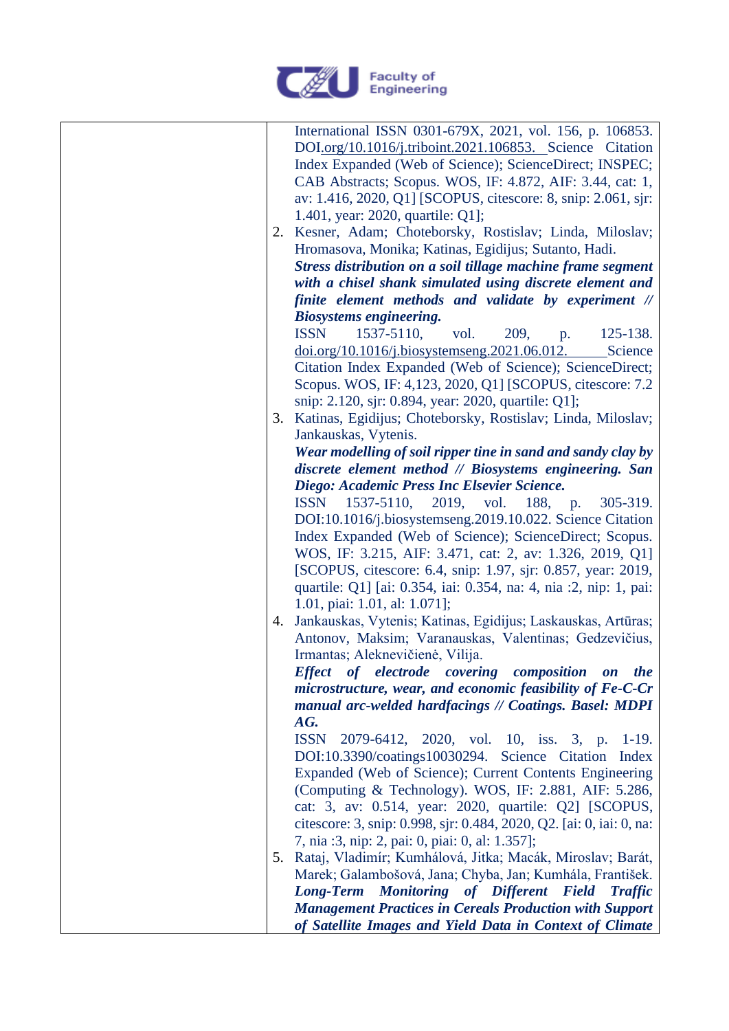| | |
|---|---|
| | International ISSN 0301-679X, 2021, vol. 156, p. 106853. DOI.org/10.1016/j.triboint.2021.106853. Science Citation Index Expanded (Web of Science); ScienceDirect; INSPEC; CAB Abstracts; Scopus. WOS, IF: 4.872, AIF: 3.44, cat: 1, av: 1.416, 2020, Q1] [SCOPUS, citescore: 8, snip: 2.061, sjr: 1.401, year: 2020, quartile: Q1];<br>2. Kesner, Adam; Choteborsky, Rostislav; Linda, Miloslav; Hromasova, Monika; Katinas, Egidijus; Sutanto, Hadi. ***Stress distribution on a soil tillage machine frame segment with a chisel shank simulated using discrete element and finite element methods and validate by experiment // Biosystems engineering.*** ISSN 1537-5110, vol. 209, p. 125-138. doi.org/10.1016/j.biosystemseng.2021.06.012. Science Citation Index Expanded (Web of Science); ScienceDirect; Scopus. WOS, IF: 4,123, 2020, Q1] [SCOPUS, citescore: 7.2 snip: 2.120, sjr: 0.894, year: 2020, quartile: Q1];<br>3. Katinas, Egidijus; Choteborsky, Rostislav; Linda, Miloslav; Jankauskas, Vytenis. ***Wear modelling of soil ripper tine in sand and sandy clay by discrete element method // Biosystems engineering. San Diego: Academic Press Inc Elsevier Science.*** ISSN 1537-5110, 2019, vol. 188, p. 305-319. DOI:10.1016/j.biosystemseng.2019.10.022. Science Citation Index Expanded (Web of Science); ScienceDirect; Scopus. WOS, IF: 3.215, AIF: 3.471, cat: 2, av: 1.326, 2019, Q1] [SCOPUS, citescore: 6.4, snip: 1.97, sjr: 0.857, year: 2019, quartile: Q1] [ai: 0.354, iai: 0.354, na: 4, nia :2, nip: 1, pai: 1.01, piai: 1.01, al: 1.071];<br>4. Jankauskas, Vytenis; Katinas, Egidijus; Laskauskas, Artūras; Antonov, Maksim; Varanauskas, Valentinas; Gedzevičius, Irmantas; Aleknevičienė, Vilija. ***Effect of electrode covering composition on the microstructure, wear, and economic feasibility of Fe-C-Cr manual arc-welded hardfacings // Coatings. Basel: MDPI AG.*** ISSN 2079-6412, 2020, vol. 10, iss. 3, p. 1-19. DOI:10.3390/coatings10030294. Science Citation Index Expanded (Web of Science); Current Contents Engineering (Computing & Technology). WOS, IF: 2.881, AIF: 5.286, cat: 3, av: 0.514, year: 2020, quartile: Q2] [SCOPUS, citescore: 3, snip: 0.998, sjr: 0.484, 2020, Q2. [ai: 0, iai: 0, na: 7, nia :3, nip: 2, pai: 0, piai: 0, al: 1.357];<br>5. Rataj, Vladimír; Kumhálová, Jitka; Macák, Miroslav; Barát, Marek; Galambošová, Jana; Chyba, Jan; Kumhála, František. ***Long-Term Monitoring of Different Field Traffic Management Practices in Cereals Production with Support of Satellite Images and Yield Data in Context of Climate*** |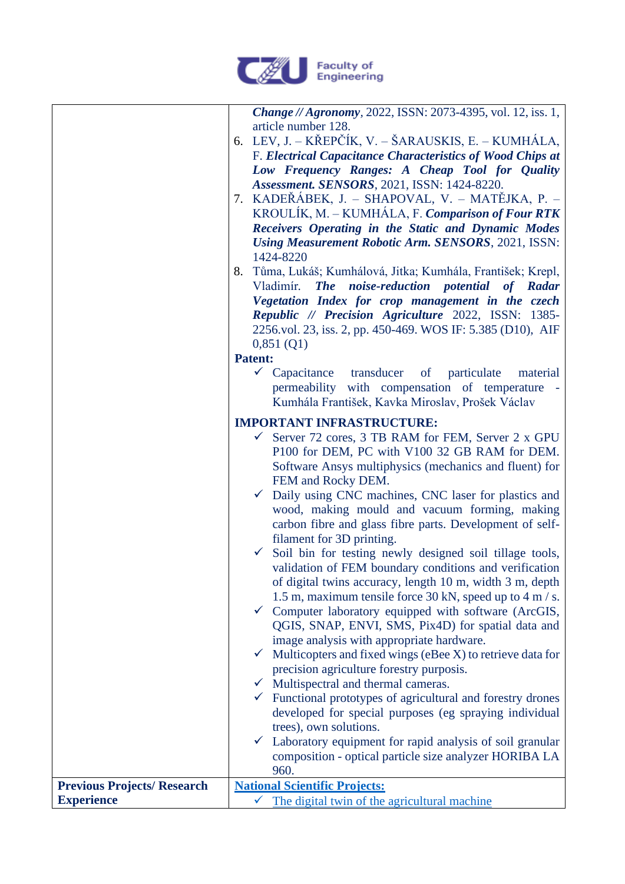| | |
|---|---|
| | ***Change // Agronomy***, 2022, ISSN: 2073-4395, vol. 12, iss. 1, article number 128.<br>6. LEV, J. – KŘEPČÍK, V. – ŠARAUSKIS, E. – KUMHÁLA, F. ***Electrical Capacitance Characteristics of Wood Chips at Low Frequency Ranges: A Cheap Tool for Quality Assessment. SENSORS***, 2021, ISSN: 1424-8220.<br>7. KADEŘÁBEK, J. – SHAPOVAL, V. – MATĚJKA, P. – KROULÍK, M. – KUMHÁLA, F. ***Comparison of Four RTK Receivers Operating in the Static and Dynamic Modes Using Measurement Robotic Arm. SENSORS***, 2021, ISSN: 1424-8220<br>8. Tůma, Lukáš; Kumhálová, Jitka; Kumhála, František; Krepl, Vladimír. ***The noise-reduction potential of Radar Vegetation Index for crop management in the czech Republic // Precision Agriculture*** 2022, ISSN: 1385-2256.vol. 23, iss. 2, pp. 450-469. WOS IF: 5.385 (D10), AIF 0,851 (Q1)<br>**Patent:**<br>✓ Capacitance transducer of particulate material permeability with compensation of temperature - Kumhála František, Kavka Miroslav, Prošek Václav<br><br>**IMPORTANT INFRASTRUCTURE:**<br>✓ Server 72 cores, 3 TB RAM for FEM, Server 2 x GPU P100 for DEM, PC with V100 32 GB RAM for DEM. Software Ansys multiphysics (mechanics and fluent) for FEM and Rocky DEM.<br>✓ Daily using CNC machines, CNC laser for plastics and wood, making mould and vacuum forming, making carbon fibre and glass fibre parts. Development of self-filament for 3D printing.<br>✓ Soil bin for testing newly designed soil tillage tools, validation of FEM boundary conditions and verification of digital twins accuracy, length 10 m, width 3 m, depth 1.5 m, maximum tensile force 30 kN, speed up to 4 m / s.<br>✓ Computer laboratory equipped with software (ArcGIS, QGIS, SNAP, ENVI, SMS, Pix4D) for spatial data and image analysis with appropriate hardware.<br>✓ Multicopters and fixed wings (eBee X) to retrieve data for precision agriculture forestry purposis.<br>✓ Multispectral and thermal cameras.<br>✓ Functional prototypes of agricultural and forestry drones developed for special purposes (eg spraying individual trees), own solutions.<br>✓ Laboratory equipment for rapid analysis of soil granular composition - optical particle size analyzer HORIBA LA 960. |
| **Previous Projects/ Research Experience** | **National Scientific Projects:**<br>✓ The digital twin of the agricultural machine |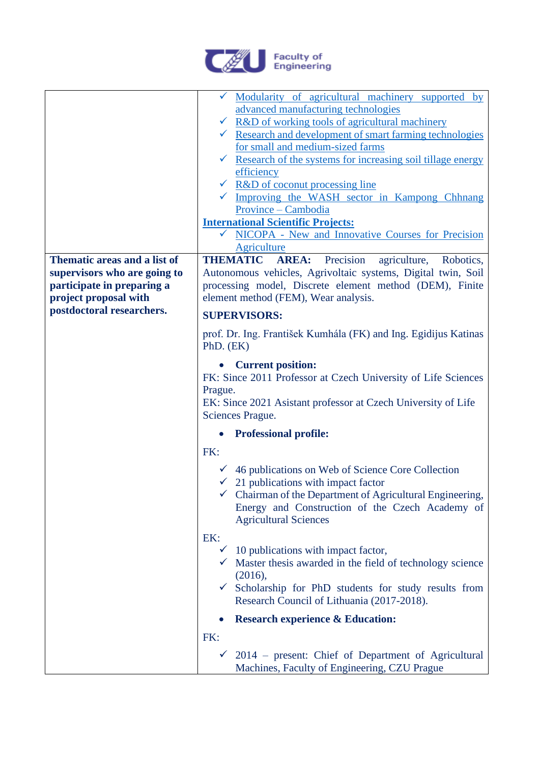| | |
|---|---|
| | ✓ Modularity of agricultural machinery supported by advanced manufacturing technologies<br>✓ R&D of working tools of agricultural machinery<br>✓ Research and development of smart farming technologies for small and medium-sized farms<br>✓ Research of the systems for increasing soil tillage energy efficiency<br>✓ R&D of coconut processing line<br>✓ Improving the WASH sector in Kampong Chhnang Province – Cambodia<br>**International Scientific Projects:**<br>✓ NICOPA - New and Innovative Courses for Precision Agriculture |
| **Thematic areas and a list of supervisors who are going to participate in preparing a project proposal with postdoctoral researchers.** | **THEMATIC AREA:** Precision agriculture, Robotics, Autonomous vehicles, Agrivoltaic systems, Digital twin, Soil processing model, Discrete element method (DEM), Finite element method (FEM), Wear analysis.<br><br>**SUPERVISORS:**<br><br>prof. Dr. Ing. František Kumhála (FK) and Ing. Egidijus Katinas PhD. (EK)<br><br>• **Current position:**<br>FK: Since 2011 Professor at Czech University of Life Sciences Prague.<br>EK: Since 2021 Asistant professor at Czech University of Life Sciences Prague.<br><br>• **Professional profile:**<br><br>FK:<br><br>✓ 46 publications on Web of Science Core Collection<br>✓ 21 publications with impact factor<br>✓ Chairman of the Department of Agricultural Engineering, Energy and Construction of the Czech Academy of Agricultural Sciences<br><br>EK:<br>✓ 10 publications with impact factor,<br>✓ Master thesis awarded in the field of technology science (2016),<br>✓ Scholarship for PhD students for study results from Research Council of Lithuania (2017-2018).<br><br>• **Research experience & Education:**<br><br>FK:<br><br>✓ 2014 – present: Chief of Department of Agricultural Machines, Faculty of Engineering, CZU Prague |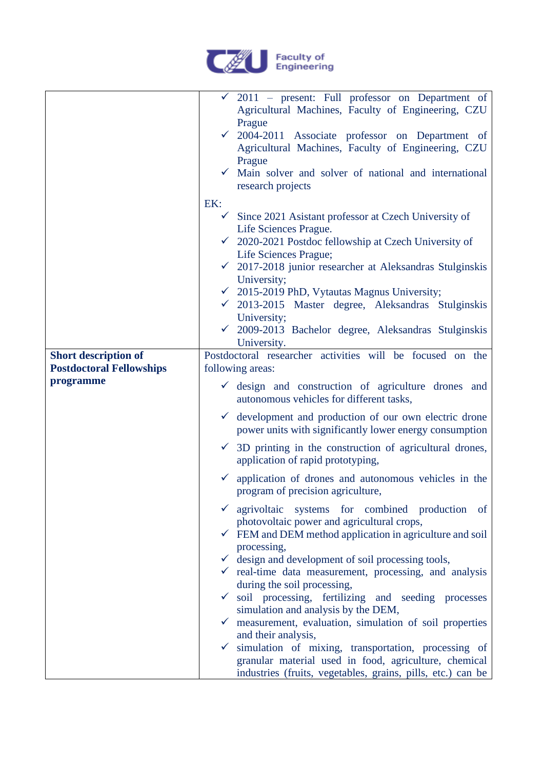| | |
|---|---|
| | ✓ 2011 – present: Full professor on Department of Agricultural Machines, Faculty of Engineering, CZU Prague<br>✓ 2004-2011 Associate professor on Department of Agricultural Machines, Faculty of Engineering, CZU Prague<br>✓ Main solver and solver of national and international research projects<br><br>EK:<br>✓ Since 2021 Asistant professor at Czech University of Life Sciences Prague.<br>✓ 2020-2021 Postdoc fellowship at Czech University of Life Sciences Prague;<br>✓ 2017-2018 junior researcher at Aleksandras Stulginskis University;<br>✓ 2015-2019 PhD, Vytautas Magnus University;<br>✓ 2013-2015 Master degree, Aleksandras Stulginskis University;<br>✓ 2009-2013 Bachelor degree, Aleksandras Stulginskis University. |
| **Short description of Postdoctoral Fellowships programme** | Postdoctoral researcher activities will be focused on the following areas:<br>✓ design and construction of agriculture drones and autonomous vehicles for different tasks,<br>✓ development and production of our own electric drone power units with significantly lower energy consumption<br>✓ 3D printing in the construction of agricultural drones, application of rapid prototyping,<br>✓ application of drones and autonomous vehicles in the program of precision agriculture,<br>✓ agrivoltaic systems for combined production of photovoltaic power and agricultural crops,<br>✓ FEM and DEM method application in agriculture and soil processing,<br>✓ design and development of soil processing tools,<br>✓ real-time data measurement, processing, and analysis during the soil processing,<br>✓ soil processing, fertilizing and seeding processes simulation and analysis by the DEM,<br>✓ measurement, evaluation, simulation of soil properties and their analysis,<br>✓ simulation of mixing, transportation, processing of granular material used in food, agriculture, chemical industries (fruits, vegetables, grains, pills, etc.) can be |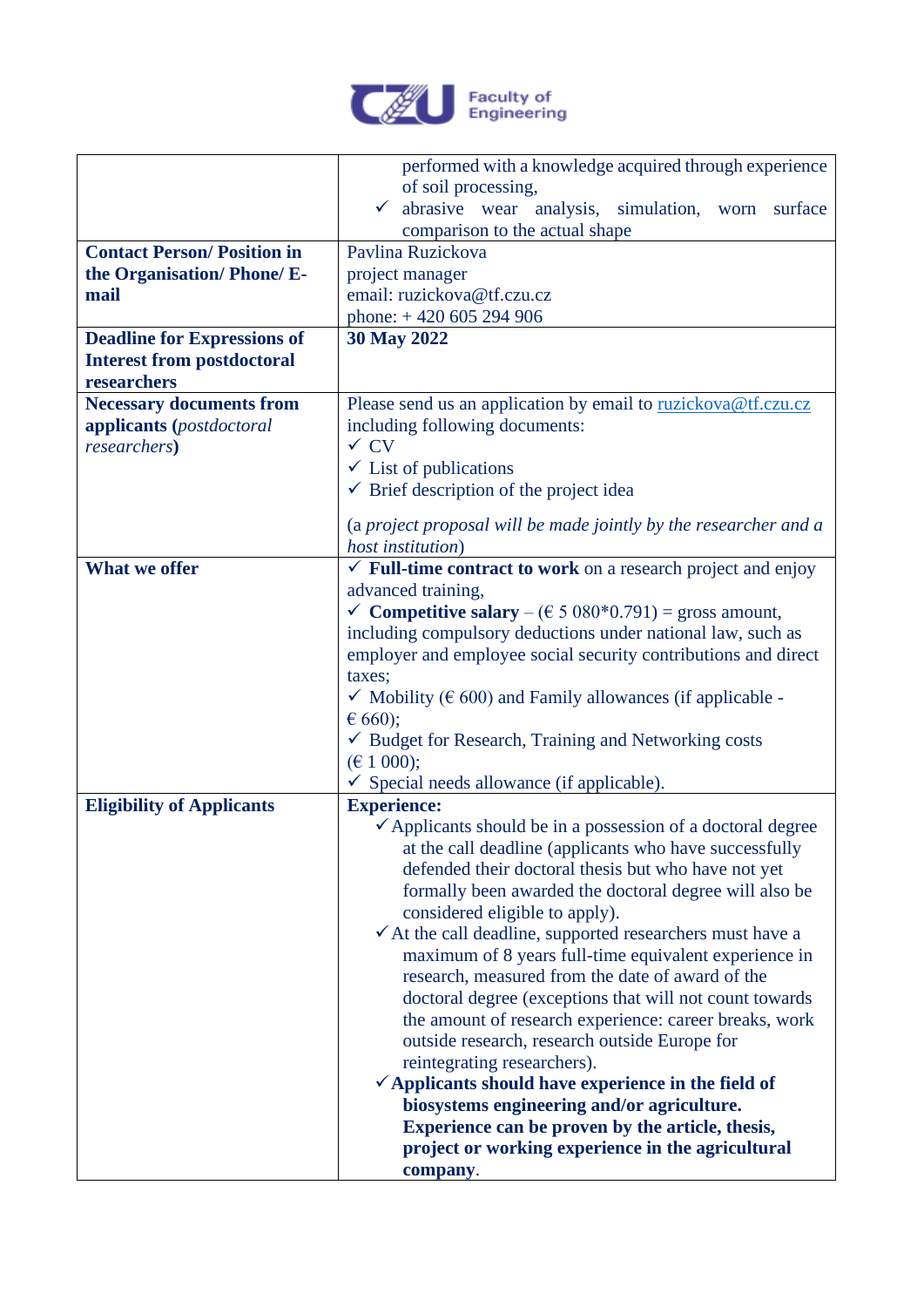| | |
|---|---|
| | performed with a knowledge acquired through experience of soil processing,<br>✓ abrasive wear analysis, simulation, worn surface comparison to the actual shape |
| **Contact Person/ Position in the Organisation/ Phone/ E-mail** | Pavlina Ruzickova<br>project manager<br>email: ruzickova@tf.czu.cz<br>phone: + 420 605 294 906 |
| **Deadline for Expressions of Interest from postdoctoral researchers** | **30 May 2022** |
| **Necessary documents from applicants (*postdoctoral researchers*)** | Please send us an application by email to ruzickova@tf.czu.cz including following documents:<br>✓ CV<br>✓ List of publications<br>✓ Brief description of the project idea<br><br>(a *project proposal will be made jointly by the researcher and a host institution*) |
| **What we offer** | ✓ **Full-time contract to work** on a research project and enjoy advanced training,<br>✓ **Competitive salary** – (€ 5 080*0.791) = gross amount, including compulsory deductions under national law, such as employer and employee social security contributions and direct taxes;<br>✓ Mobility (€ 600) and Family allowances (if applicable - € 660);<br>✓ Budget for Research, Training and Networking costs (€ 1 000);<br>✓ Special needs allowance (if applicable). |
| **Eligibility of Applicants** | **Experience:**<br>✓ Applicants should be in a possession of a doctoral degree at the call deadline (applicants who have successfully defended their doctoral thesis but who have not yet formally been awarded the doctoral degree will also be considered eligible to apply).<br>✓ At the call deadline, supported researchers must have a maximum of 8 years full-time equivalent experience in research, measured from the date of award of the doctoral degree (exceptions that will not count towards the amount of research experience: career breaks, work outside research, research outside Europe for reintegrating researchers).<br>✓ **Applicants should have experience in the field of biosystems engineering and/or agriculture. Experience can be proven by the article, thesis, project or working experience in the agricultural company**. |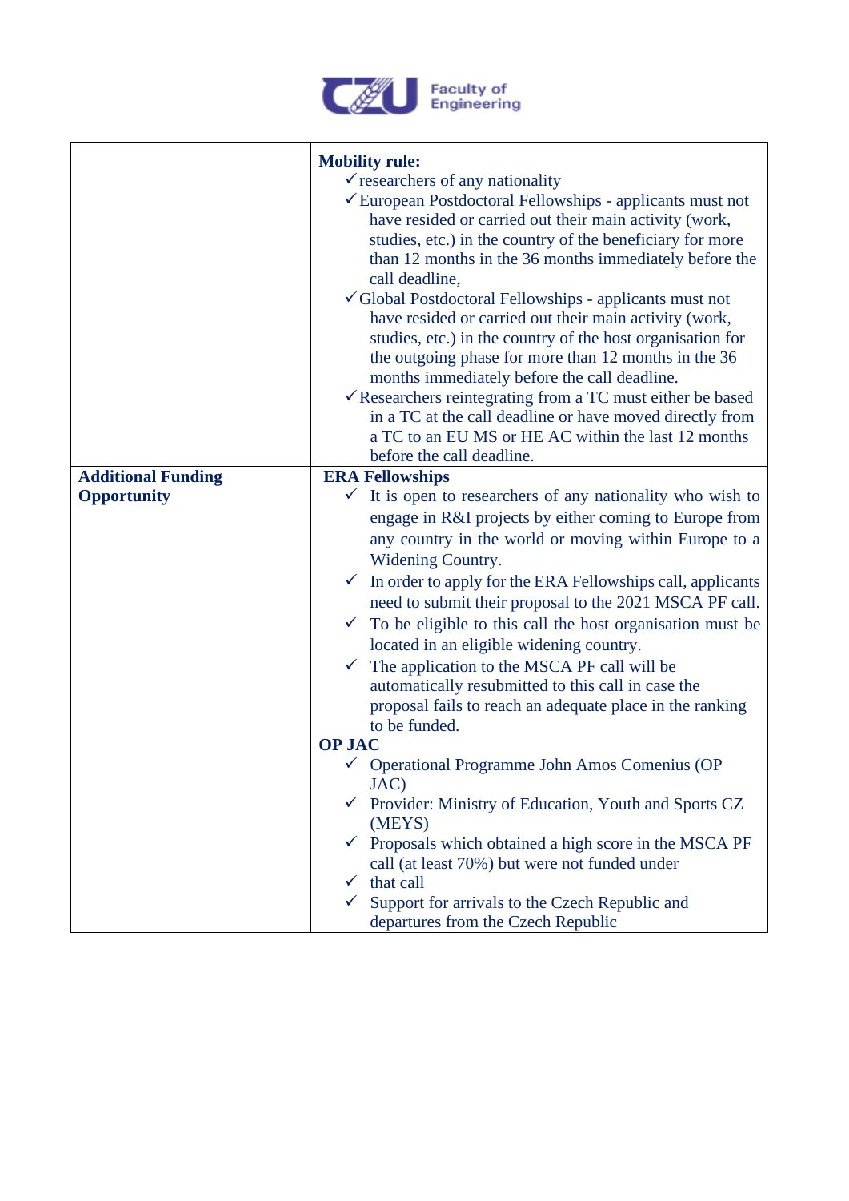| | |
|---|---|
| | **Mobility rule:**<br>✓ researchers of any nationality<br>✓ European Postdoctoral Fellowships - applicants must not have resided or carried out their main activity (work, studies, etc.) in the country of the beneficiary for more than 12 months in the 36 months immediately before the call deadline,<br>✓ Global Postdoctoral Fellowships - applicants must not have resided or carried out their main activity (work, studies, etc.) in the country of the host organisation for the outgoing phase for more than 12 months in the 36 months immediately before the call deadline.<br>✓ Researchers reintegrating from a TC must either be based in a TC at the call deadline or have moved directly from a TC to an EU MS or HE AC within the last 12 months before the call deadline. |
| **Additional Funding Opportunity** | **ERA Fellowships**<br>✓ It is open to researchers of any nationality who wish to engage in R&I projects by either coming to Europe from any country in the world or moving within Europe to a Widening Country.<br>✓ In order to apply for the ERA Fellowships call, applicants need to submit their proposal to the 2021 MSCA PF call.<br>✓ To be eligible to this call the host organisation must be located in an eligible widening country.<br>✓ The application to the MSCA PF call will be automatically resubmitted to this call in case the proposal fails to reach an adequate place in the ranking to be funded.<br>**OP JAC**<br>✓ Operational Programme John Amos Comenius (OP JAC)<br>✓ Provider: Ministry of Education, Youth and Sports CZ (MEYS)<br>✓ Proposals which obtained a high score in the MSCA PF call (at least 70%) but were not funded under<br>✓ that call<br>✓ Support for arrivals to the Czech Republic and departures from the Czech Republic |